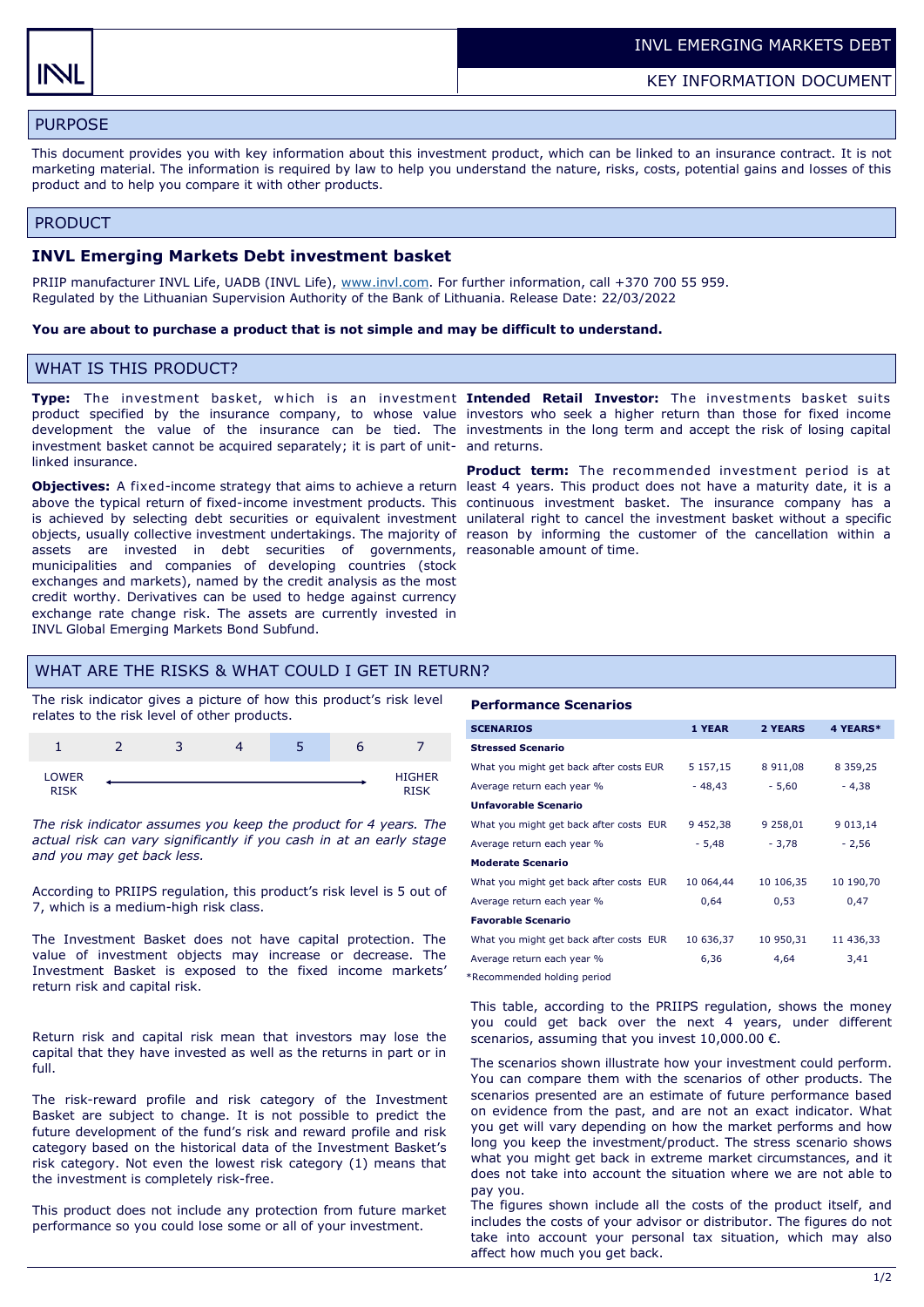INVL EMERGING MARKETS DEBT

KEY INFORMATION DOCUMENT

## PURPOSE

This document provides you with key information about this investment product, which can be linked to an insurance contract. It is not marketing material. The information is required by law to help you understand the nature, risks, costs, potential gains and losses of this product and to help you compare it with other products.

## PRODUCT

### INVL Emerging Markets Debt investment basket

PRIIP manufacturer INVL Life, UADB (INVL Life), www.invl.com. For further information, call +370 700 55 959. Regulated by the Lithuanian Supervision Authority of the Bank of Lithuania. Release Date: 22/03/2022

**You are about to purchase a product that is not simple and may be difficult to understand.**

## WHAT IS THIS PRODUCT?

**Type:** The investment basket, which is an investment product specified by the insurance company, to whose value development the value of the insurance can be tied. The investment basket cannot be acquired separately; it is part of unit-linked insurance.

**Objectives:** A fixed-income strategy that aims to achieve a return above the typical return of fixed-income investment products. This is achieved by selecting debt securities or equivalent investment objects, usually collective investment undertakings. The majority of assets are invested in debt securities of governments, municipalities and companies of developing countries (stock exchanges and markets), named by the credit analysis as the most credit worthy. Derivatives can be used to hedge against currency exchange rate change risk. The assets are currently invested in INVL Global Emerging Markets Bond Subfund.

**Intended Retail Investor:** The investments basket suits investors who seek a higher return than those for fixed income investments in the long term and accept the risk of losing capital and returns.

**Product term:** The recommended investment period is at least 4 years. This product does not have a maturity date, it is a continuous investment basket. The insurance company has a unilateral right to cancel the investment basket without a specific reason by informing the customer of the cancellation within a reasonable amount of time.

## WHAT ARE THE RISKS & WHAT COULD I GET IN RETURN?

The risk indicator gives a picture of how this product's risk level relates to the risk level of other products.

| 1 | 2 | 3 | 4 | **5** | 6 | 7 |
|---|---|---|---|---|---|---|
| LOWER RISK | | | | | | HIGHER RISK |

*The risk indicator assumes you keep the product for 4 years. The actual risk can vary significantly if you cash in at an early stage and you may get back less.*

According to PRIIPS regulation, this product's risk level is 5 out of 7, which is a medium-high risk class.

The Investment Basket does not have capital protection. The value of investment objects may increase or decrease. The Investment Basket is exposed to the fixed income markets' return risk and capital risk.

Return risk and capital risk mean that investors may lose the capital that they have invested as well as the returns in part or in full.

The risk-reward profile and risk category of the Investment Basket are subject to change. It is not possible to predict the future development of the fund's risk and reward profile and risk category based on the historical data of the Investment Basket's risk category. Not even the lowest risk category (1) means that the investment is completely risk-free.

This product does not include any protection from future market performance so you could lose some or all of your investment.

### Performance Scenarios

| SCENARIOS | 1 YEAR | 2 YEARS | 4 YEARS* |
|---|---|---|---|
| **Stressed Scenario** | | | |
| What you might get back after costs EUR | 5 157,15 | 8 911,08 | 8 359,25 |
| Average return each year % | - 48,43 | - 5,60 | - 4,38 |
| **Unfavorable Scenario** | | | |
| What you might get back after costs EUR | 9 452,38 | 9 258,01 | 9 013,14 |
| Average return each year % | - 5,48 | - 3,78 | - 2,56 |
| **Moderate Scenario** | | | |
| What you might get back after costs EUR | 10 064,44 | 10 106,35 | 10 190,70 |
| Average return each year % | 0,64 | 0,53 | 0,47 |
| **Favorable Scenario** | | | |
| What you might get back after costs EUR | 10 636,37 | 10 950,31 | 11 436,33 |
| Average return each year % | 6,36 | 4,64 | 3,41 |

*Recommended holding period

This table, according to the PRIIPS regulation, shows the money you could get back over the next 4 years, under different scenarios, assuming that you invest 10,000.00 €.

The scenarios shown illustrate how your investment could perform. You can compare them with the scenarios of other products. The scenarios presented are an estimate of future performance based on evidence from the past, and are not an exact indicator. What you get will vary depending on how the market performs and how long you keep the investment/product. The stress scenario shows what you might get back in extreme market circumstances, and it does not take into account the situation where we are not able to pay you.

The figures shown include all the costs of the product itself, and includes the costs of your advisor or distributor. The figures do not take into account your personal tax situation, which may also affect how much you get back.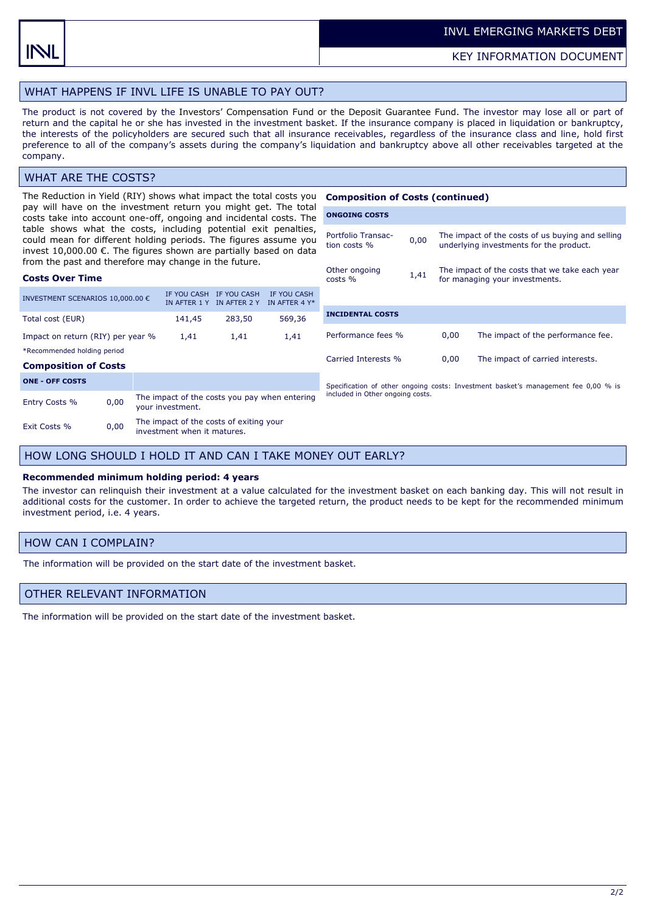## WHAT HAPPENS IF INVL LIFE IS UNABLE TO PAY OUT?

The product is not covered by the Investors' Compensation Fund or the Deposit Guarantee Fund. The investor may lose all or part of return and the capital he or she has invested in the investment basket. If the insurance company is placed in liquidation or bankruptcy, the interests of the policyholders are secured such that all insurance receivables, regardless of the insurance class and line, hold first preference to all of the company's assets during the company's liquidation and bankruptcy above all other receivables targeted at the company.

## WHAT ARE THE COSTS?

The Reduction in Yield (RIY) shows what impact the total costs you pay will have on the investment return you might get. The total costs take into account one-off, ongoing and incidental costs. The table shows what the costs, including potential exit penalties, could mean for different holding periods. The figures assume you invest 10,000.00 €. The figures shown are partially based on data from the past and therefore may change in the future.

**Costs Over Time**

| INVESTMENT SCENARIOS 10,000.00 € | IF YOU CASH IN AFTER 1 Y | IF YOU CASH IN AFTER 2 Y | IF YOU CASH IN AFTER 4 Y* |
|---|---|---|---|
| Total cost (EUR) | 141,45 | 283,50 | 569,36 |
| Impact on return (RIY) per year % | 1,41 | 1,41 | 1,41 |

*Recommended holding period

**Composition of Costs**

| ONE - OFF COSTS | | |
|---|---|---|
| Entry Costs % | 0,00 | The impact of the costs you pay when entering your investment. |
| Exit Costs % | 0,00 | The impact of the costs of exiting your investment when it matures. |

**Composition of Costs (continued)**

| ONGOING COSTS | | |
|---|---|---|
| Portfolio Transaction costs % | 0,00 | The impact of the costs of us buying and selling underlying investments for the product. |
| Other ongoing costs % | 1,41 | The impact of the costs that we take each year for managing your investments. |

| INCIDENTAL COSTS | | |
|---|---|---|
| Performance fees % | 0,00 | The impact of the performance fee. |
| Carried Interests % | 0,00 | The impact of carried interests. |

Specification of other ongoing costs: Investment basket's management fee 0,00 % is included in Other ongoing costs.

## HOW LONG SHOULD I HOLD IT AND CAN I TAKE MONEY OUT EARLY?

**Recommended minimum holding period: 4 years**

The investor can relinquish their investment at a value calculated for the investment basket on each banking day. This will not result in additional costs for the customer. In order to achieve the targeted return, the product needs to be kept for the recommended minimum investment period, i.e. 4 years.

## HOW CAN I COMPLAIN?

The information will be provided on the start date of the investment basket.

## OTHER RELEVANT INFORMATION

The information will be provided on the start date of the investment basket.